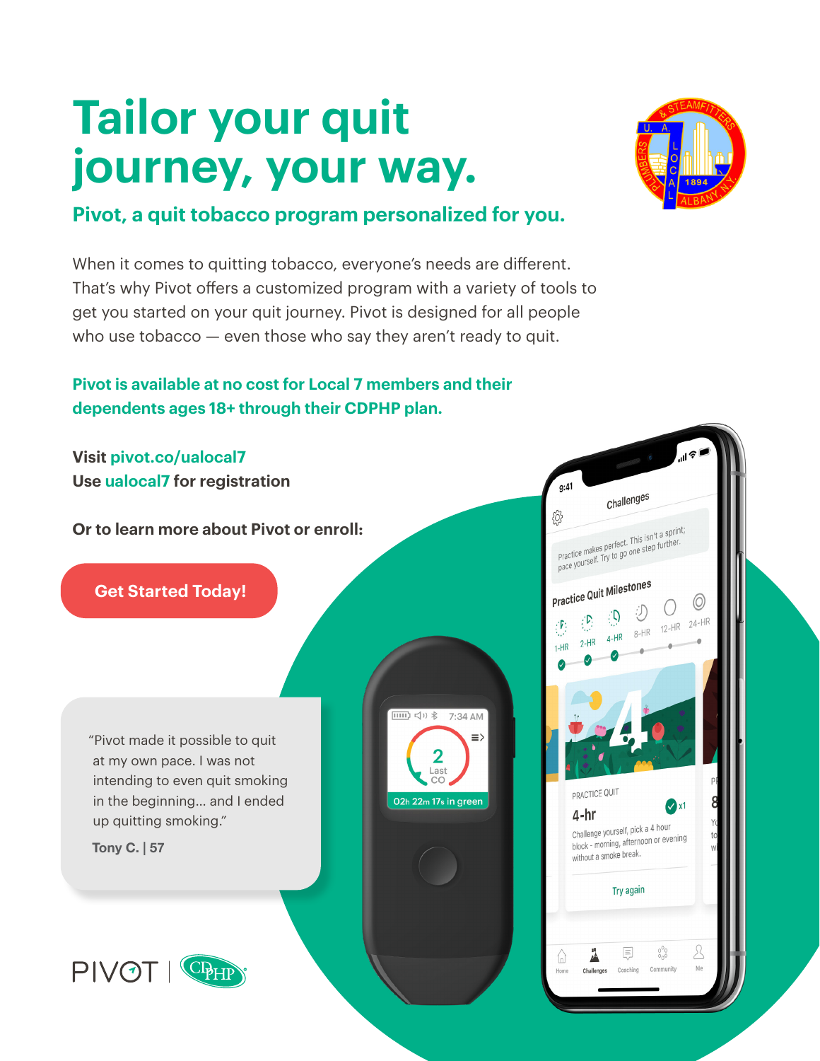# Tailor your quit journey, your way.

## Pivot, a quit tobacco program personalized for you.

When it comes to quitting tobacco, everyone's needs are different. That's why Pivot offers a customized program with a variety of tools to get you started on your quit journey. Pivot is designed for all people who use tobacco — even those who say they aren't ready to quit.

**Pivot is available at no cost for Local 7 members and their dependents ages 18+ through their CDPHP plan.**

**Visit pivot.co/ualocal7**
**Use ualocal7 for registration**

**Or to learn more about Pivot or enroll:**

**Get Started Today!**

"Pivot made it possible to quit at my own pace. I was not intending to even quit smoking in the beginning... and I ended up quitting smoking."

**Tony C. | 57**

PIVOT | CDPHP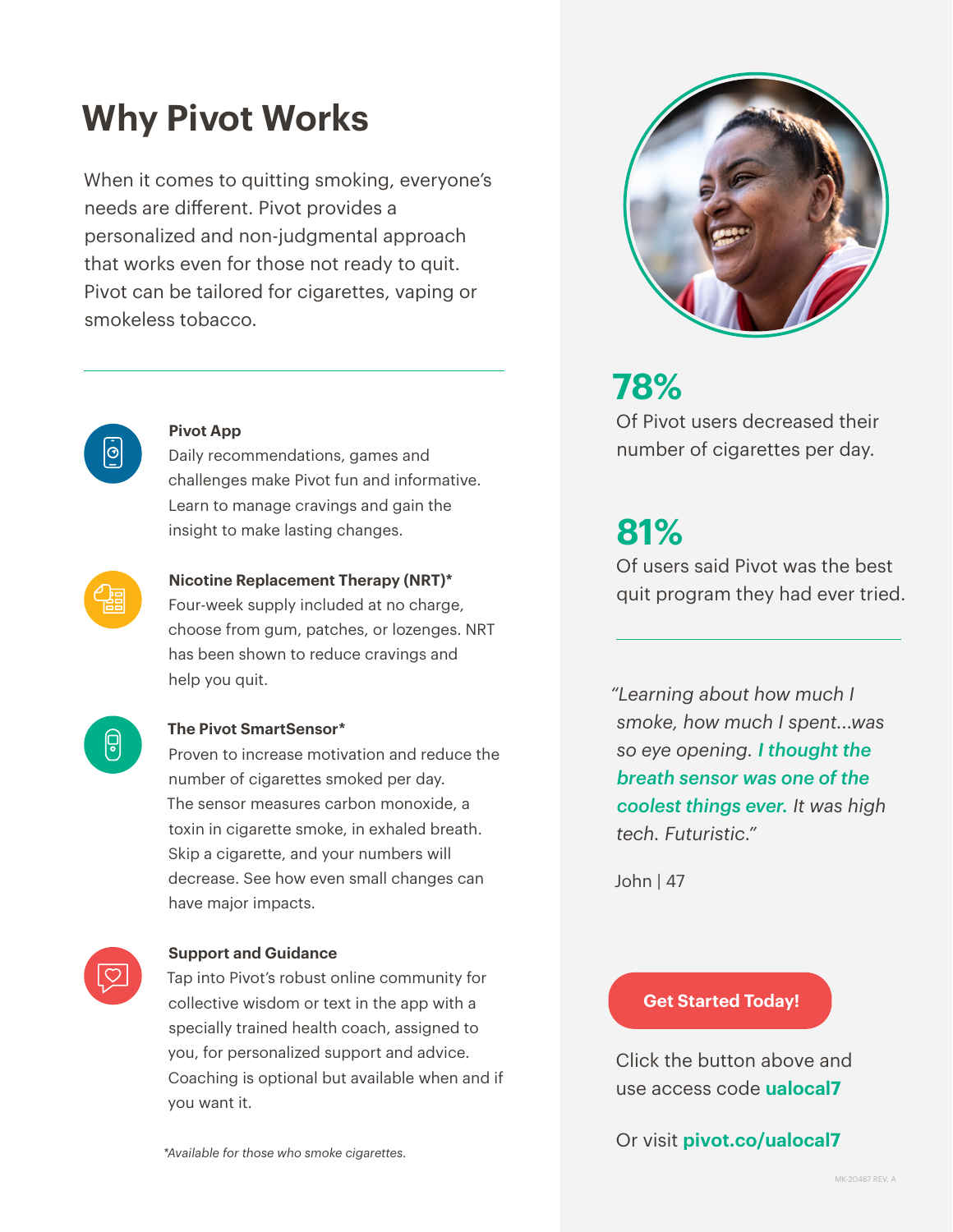# Why Pivot Works

When it comes to quitting smoking, everyone's needs are different. Pivot provides a personalized and non-judgmental approach that works even for those not ready to quit. Pivot can be tailored for cigarettes, vaping or smokeless tobacco.

---

**Pivot App**
Daily recommendations, games and challenges make Pivot fun and informative. Learn to manage cravings and gain the insight to make lasting changes.

**Nicotine Replacement Therapy (NRT)***
Four-week supply included at no charge, choose from gum, patches, or lozenges. NRT has been shown to reduce cravings and help you quit.

**The Pivot SmartSensor***
Proven to increase motivation and reduce the number of cigarettes smoked per day. The sensor measures carbon monoxide, a toxin in cigarette smoke, in exhaled breath. Skip a cigarette, and your numbers will decrease. See how even small changes can have major impacts.

**Support and Guidance**
Tap into Pivot's robust online community for collective wisdom or text in the app with a specially trained health coach, assigned to you, for personalized support and advice. Coaching is optional but available when and if you want it.

*\*Available for those who smoke cigarettes.*

## 78%

Of Pivot users decreased their number of cigarettes per day.

## 81%

Of users said Pivot was the best quit program they had ever tried.

---

*"Learning about how much I smoke, how much I spent...was so eye opening.* ***I thought the breath sensor was one of the coolest things ever.*** *It was high tech. Futuristic."*

John | 47

**Get Started Today!**

Click the button above and use access code **ualocal7**

Or visit **pivot.co/ualocal7**

MK-20487 REV. A